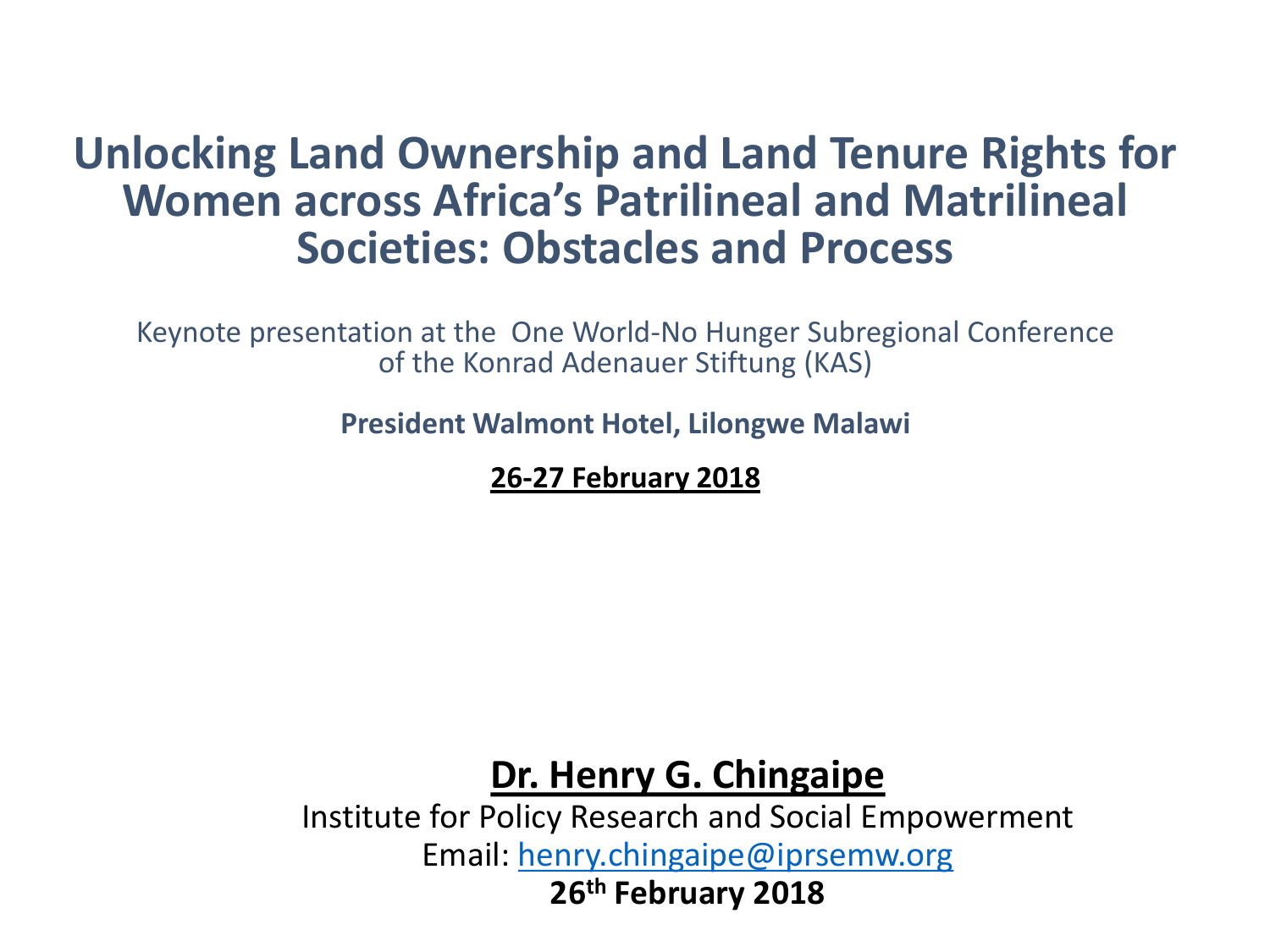# Unlocking Land Ownership and Land Tenure Rights for Women across Africa's Patrilineal and Matrilineal Societies: Obstacles and Process

Keynote presentation at the One World-No Hunger Subregional Conference of the Konrad Adenauer Stiftung (KAS)

**President Walmont Hotel, Lilongwe Malawi**

**26-27 February 2018**

**Dr. Henry G. Chingaipe**

Institute for Policy Research and Social Empowerment

Email: henry.chingaipe@iprsemw.org

**26th February 2018**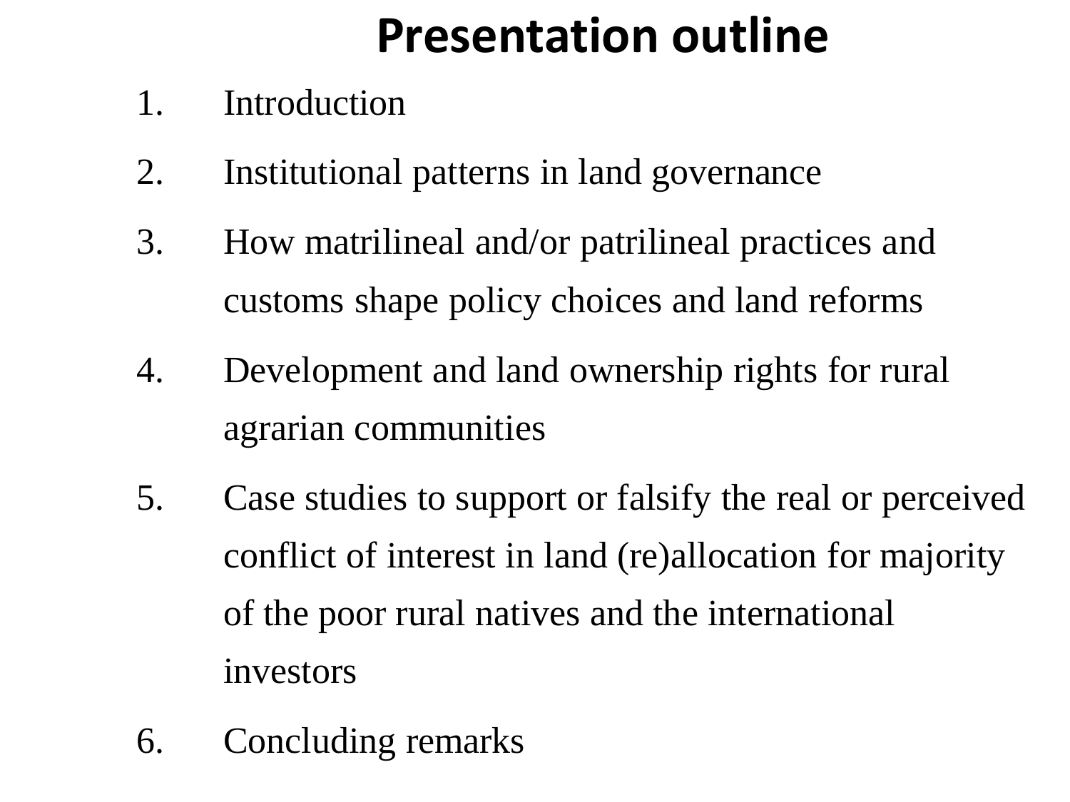# Presentation outline

1. Introduction
2. Institutional patterns in land governance
3. How matrilineal and/or patrilineal practices and customs shape policy choices and land reforms
4. Development and land ownership rights for rural agrarian communities
5. Case studies to support or falsify the real or perceived conflict of interest in land (re)allocation for majority of the poor rural natives and the international investors
6. Concluding remarks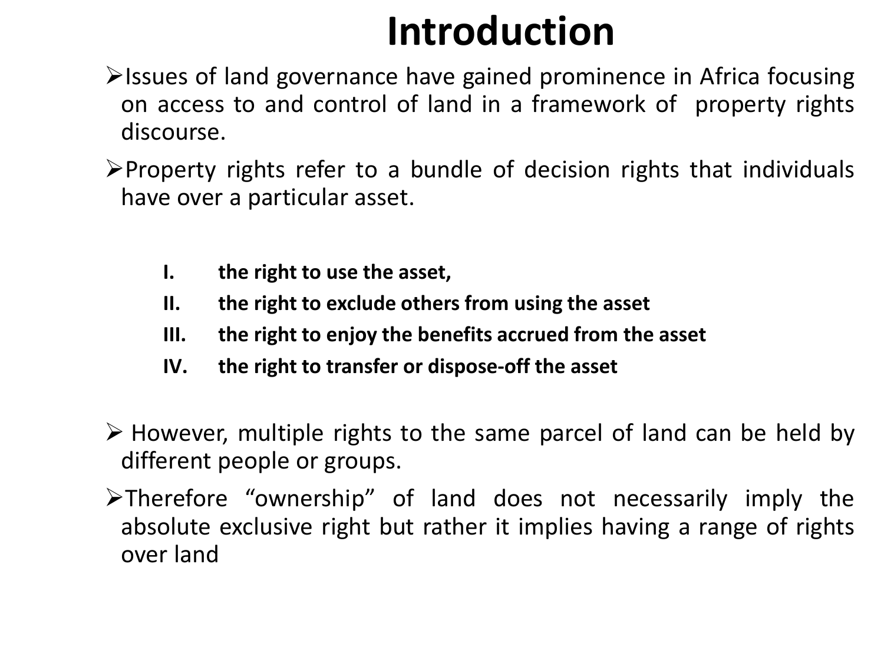# Introduction

- Issues of land governance have gained prominence in Africa focusing on access to and control of land in a framework of property rights discourse.
- Property rights refer to a bundle of decision rights that individuals have over a particular asset.

  I. **the right to use the asset,**
  II. **the right to exclude others from using the asset**
  III. **the right to enjoy the benefits accrued from the asset**
  IV. **the right to transfer or dispose-off the asset**

- However, multiple rights to the same parcel of land can be held by different people or groups.
- Therefore "ownership" of land does not necessarily imply the absolute exclusive right but rather it implies having a range of rights over land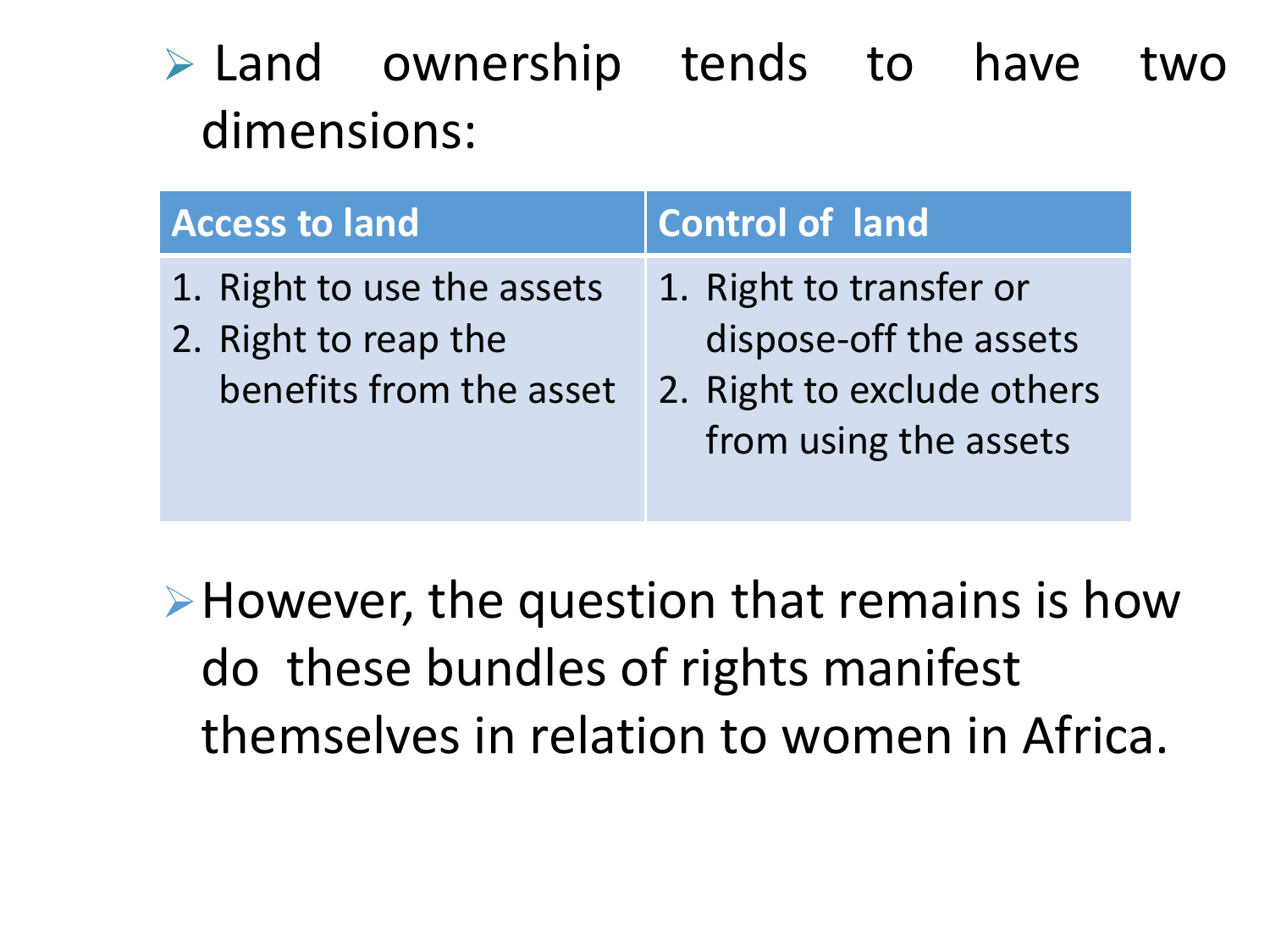- Land ownership tends to have two dimensions:

| Access to land | Control of land |
| --- | --- |
| 1. Right to use the assets<br>2. Right to reap the benefits from the asset | 1. Right to transfer or dispose-off the assets<br>2. Right to exclude others from using the assets |

- However, the question that remains is how do these bundles of rights manifest themselves in relation to women in Africa.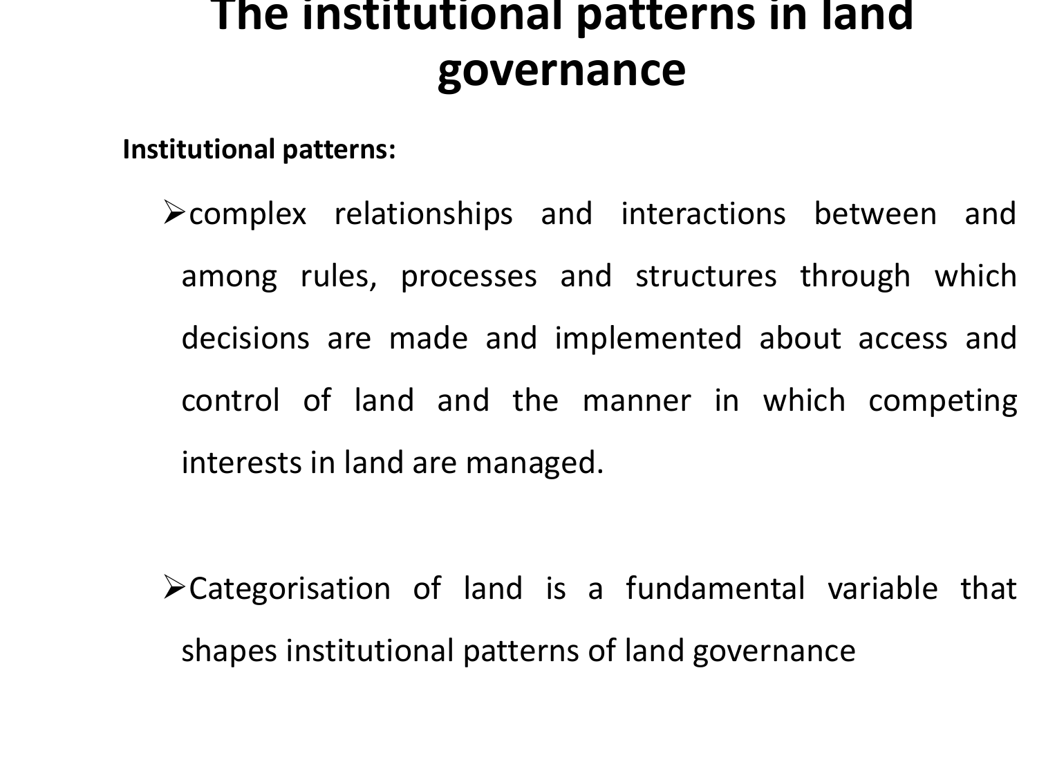# The institutional patterns in land governance

**Institutional patterns:**

- complex relationships and interactions between and among rules, processes and structures through which decisions are made and implemented about access and control of land and the manner in which competing interests in land are managed.

- Categorisation of land is a fundamental variable that shapes institutional patterns of land governance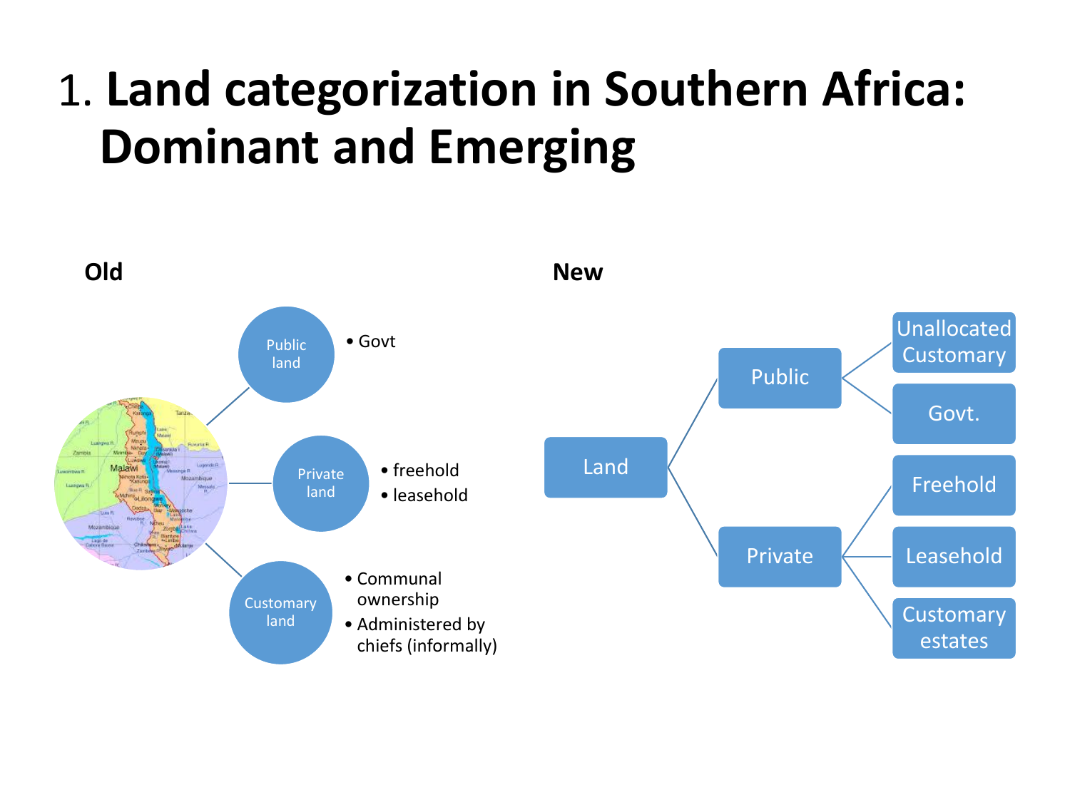# 1. **Land categorization in Southern Africa: Dominant and Emerging**

**Old**

- **Public land**
  - Govt
- **Private land**
  - freehold
  - leasehold
- **Customary land**
  - Communal ownership
  - Administered by chiefs (informally)

**New**

- Land
  - Public
    - Unallocated Customary
    - Govt.
  - Private
    - Freehold
    - Leasehold
    - Customary estates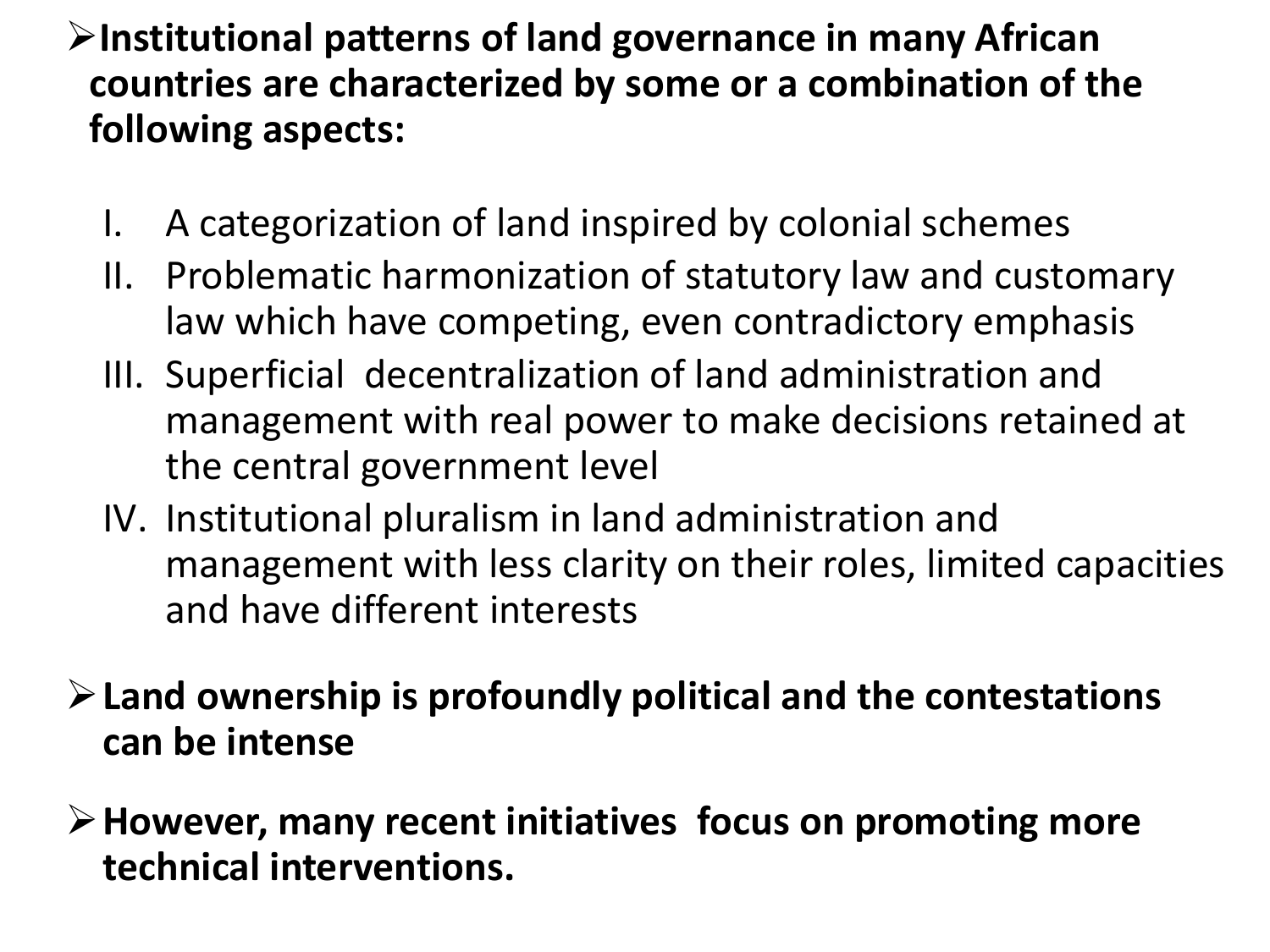- **Institutional patterns of land governance in many African countries are characterized by some or a combination of the following aspects:**

   I. A categorization of land inspired by colonial schemes
   II. Problematic harmonization of statutory law and customary law which have competing, even contradictory emphasis
   III. Superficial decentralization of land administration and management with real power to make decisions retained at the central government level
   IV. Institutional pluralism in land administration and management with less clarity on their roles, limited capacities and have different interests

- **Land ownership is profoundly political and the contestations can be intense**

- **However, many recent initiatives focus on promoting more technical interventions.**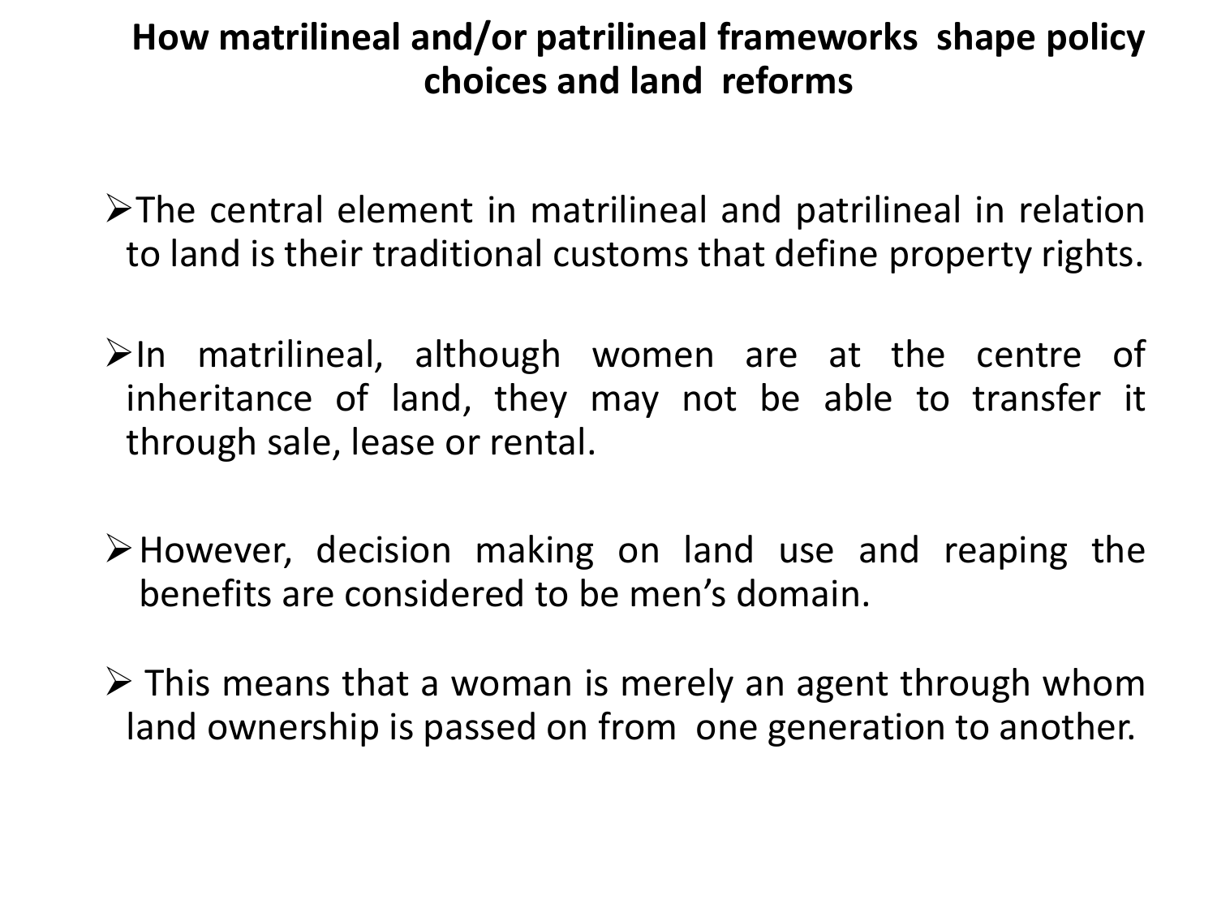# How matrilineal and/or patrilineal frameworks shape policy choices and land reforms

- The central element in matrilineal and patrilineal in relation to land is their traditional customs that define property rights.

- In matrilineal, although women are at the centre of inheritance of land, they may not be able to transfer it through sale, lease or rental.

- However, decision making on land use and reaping the benefits are considered to be men's domain.

- This means that a woman is merely an agent through whom land ownership is passed on from one generation to another.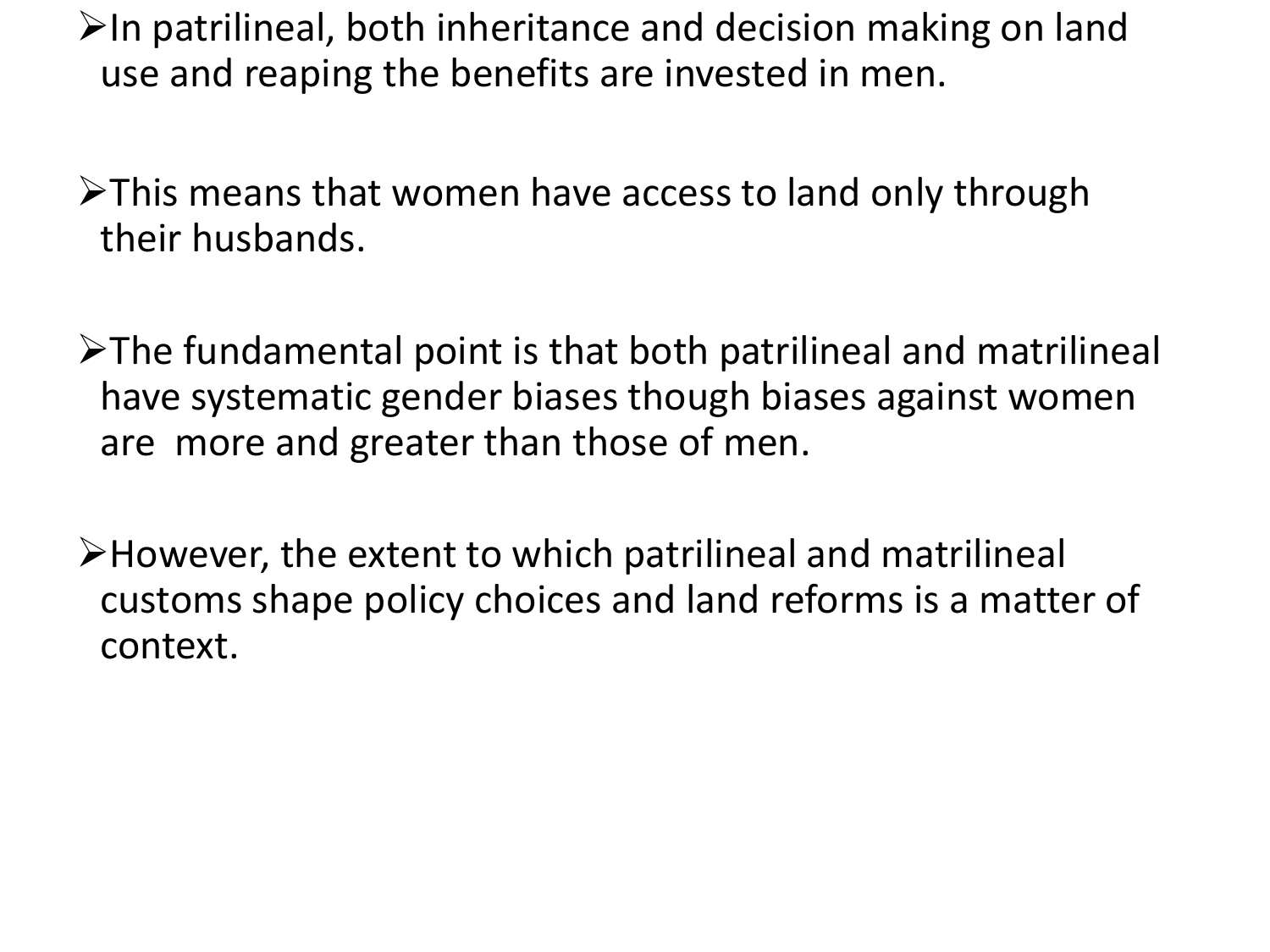- In patrilineal, both inheritance and decision making on land use and reaping the benefits are invested in men.

- This means that women have access to land only through their husbands.

- The fundamental point is that both patrilineal and matrilineal have systematic gender biases though biases against women are more and greater than those of men.

- However, the extent to which patrilineal and matrilineal customs shape policy choices and land reforms is a matter of context.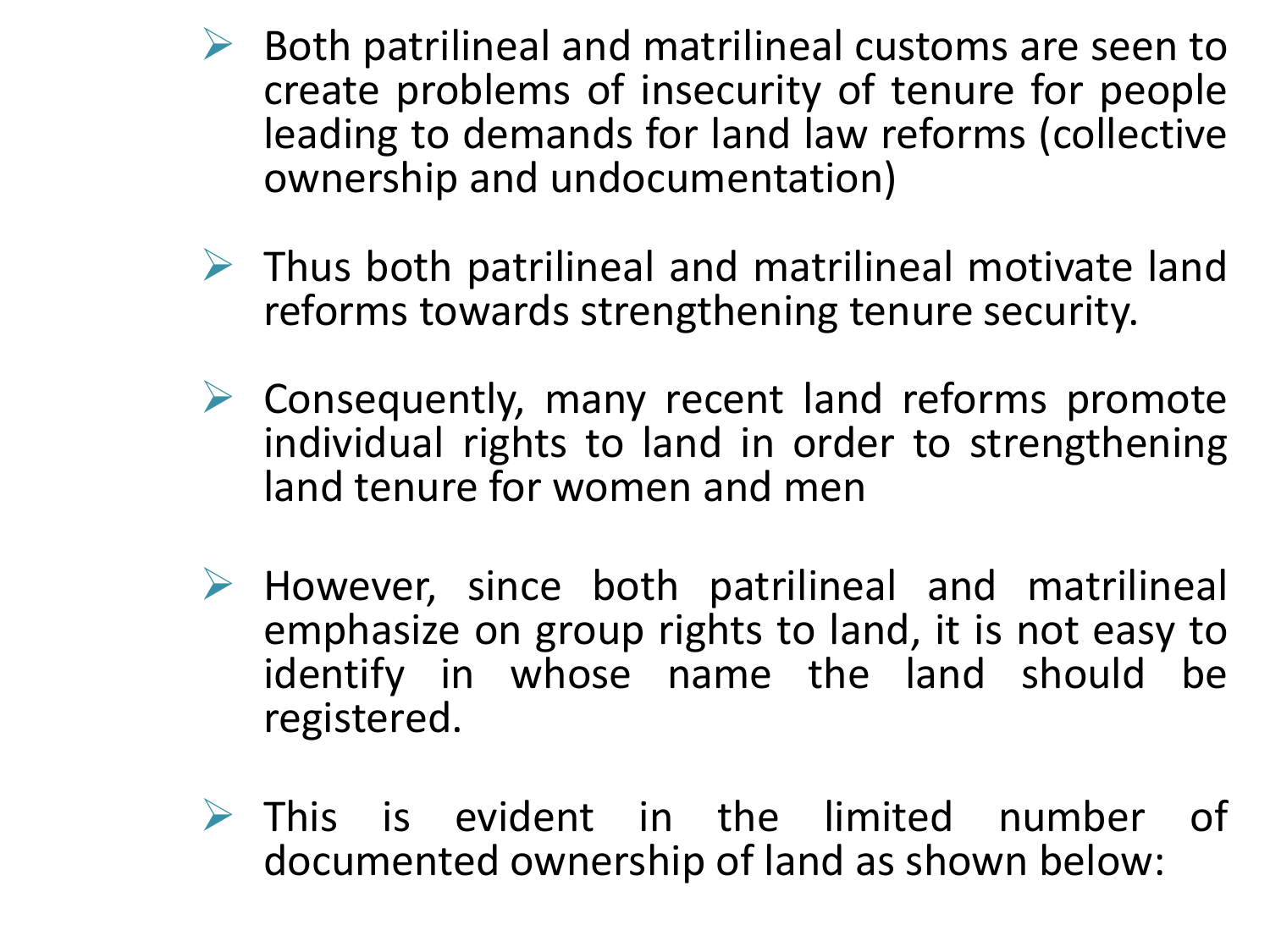- Both patrilineal and matrilineal customs are seen to create problems of insecurity of tenure for people leading to demands for land law reforms (collective ownership and undocumentation)

- Thus both patrilineal and matrilineal motivate land reforms towards strengthening tenure security.

- Consequently, many recent land reforms promote individual rights to land in order to strengthening land tenure for women and men

- However, since both patrilineal and matrilineal emphasize on group rights to land, it is not easy to identify in whose name the land should be registered.

- This is evident in the limited number of documented ownership of land as shown below: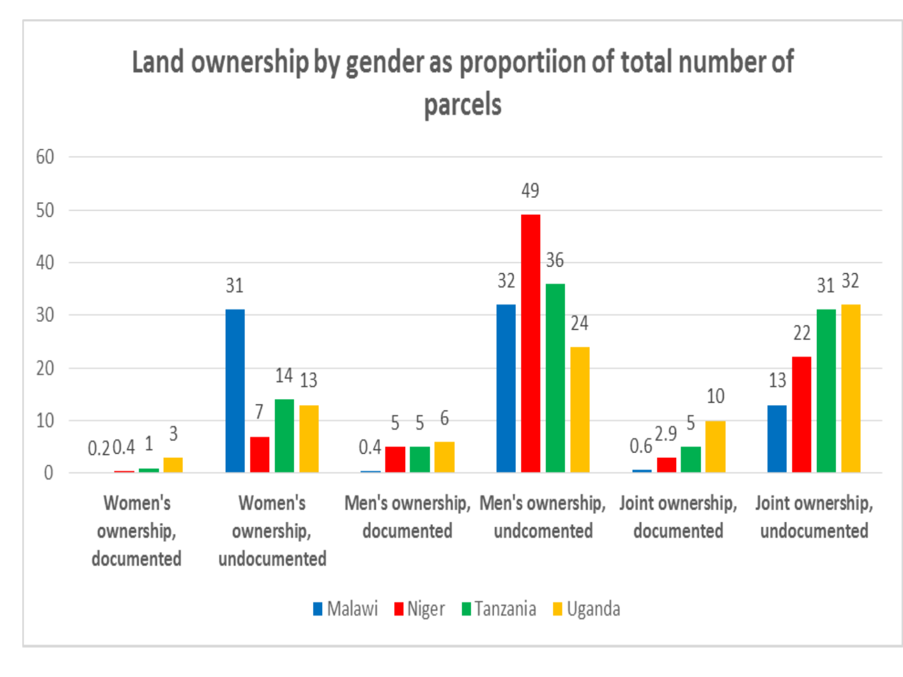## Land ownership by gender as proportiion of total number of parcels

| | Malawi | Niger | Tanzania | Uganda |
|---|---|---|---|---|
| Women's ownership, documented | 0.2 | 0.4 | 1 | 3 |
| Women's ownership, undocumented | 31 | 7 | 14 | 13 |
| Men's ownership, documented | 0.4 | 5 | 5 | 6 |
| Men's ownership, undcomented | 32 | 49 | 36 | 24 |
| Joint ownership, documented | 0.6 | 2.9 | 5 | 10 |
| Joint ownership, undocumented | 13 | 22 | 31 | 32 |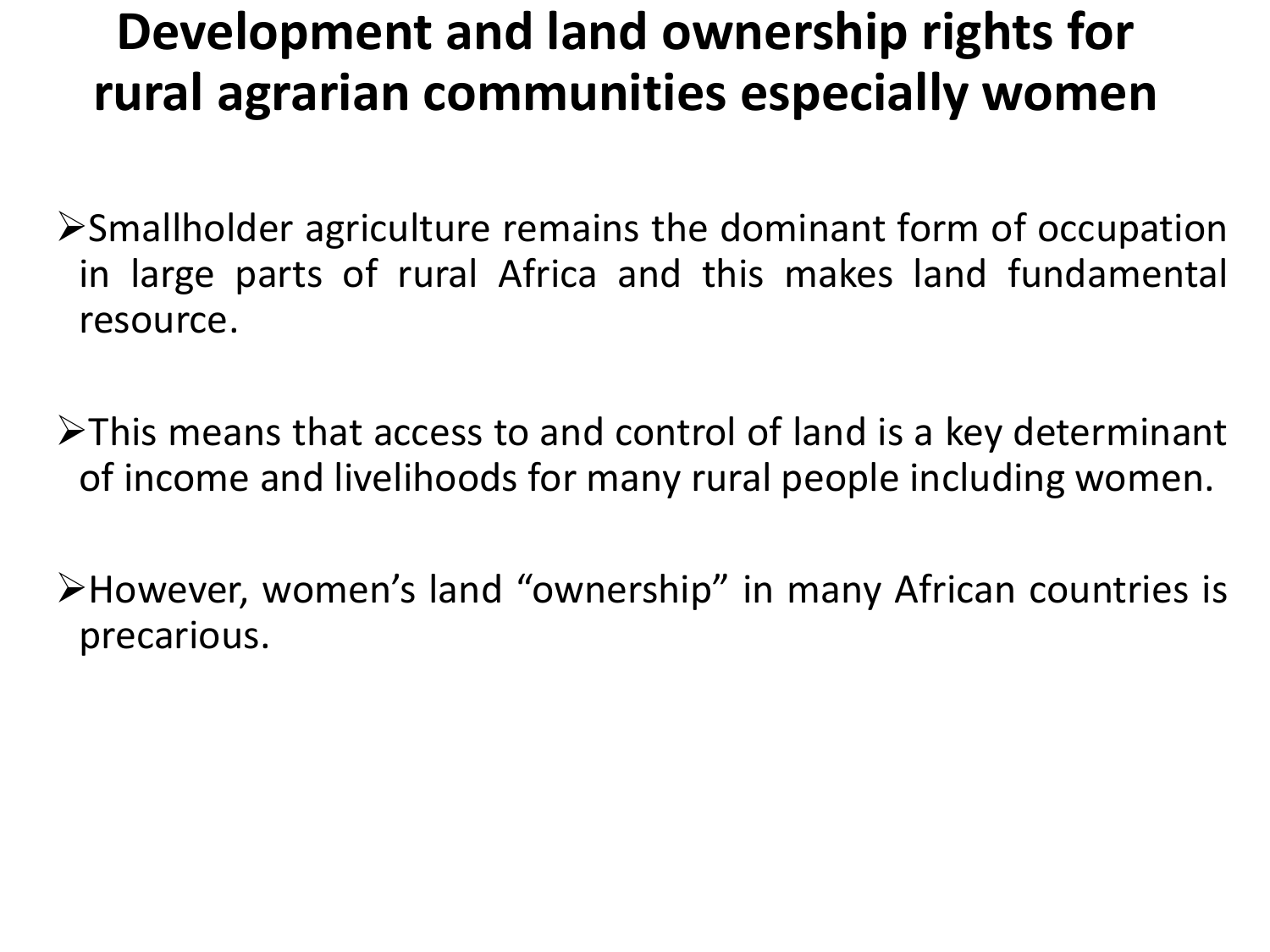# Development and land ownership rights for rural agrarian communities especially women

- Smallholder agriculture remains the dominant form of occupation in large parts of rural Africa and this makes land fundamental resource.

- This means that access to and control of land is a key determinant of income and livelihoods for many rural people including women.

- However, women’s land “ownership” in many African countries is precarious.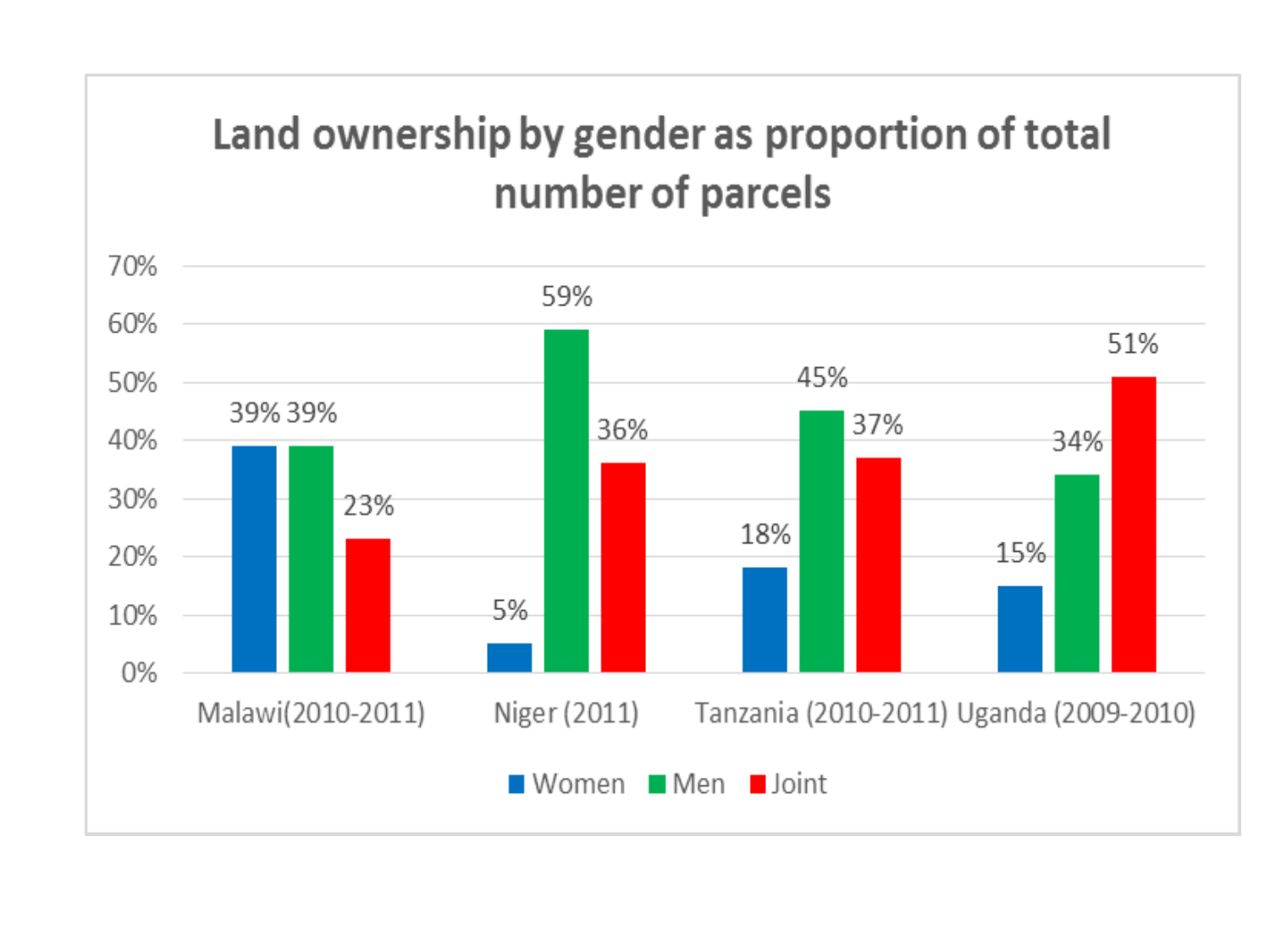## Land ownership by gender as proportion of total number of parcels

| | Women | Men | Joint |
|---|---|---|---|
| Malawi(2010-2011) | 39% | 39% | 23% |
| Niger (2011) | 5% | 59% | 36% |
| Tanzania (2010-2011) | 18% | 45% | 37% |
| Uganda (2009-2010) | 15% | 34% | 51% |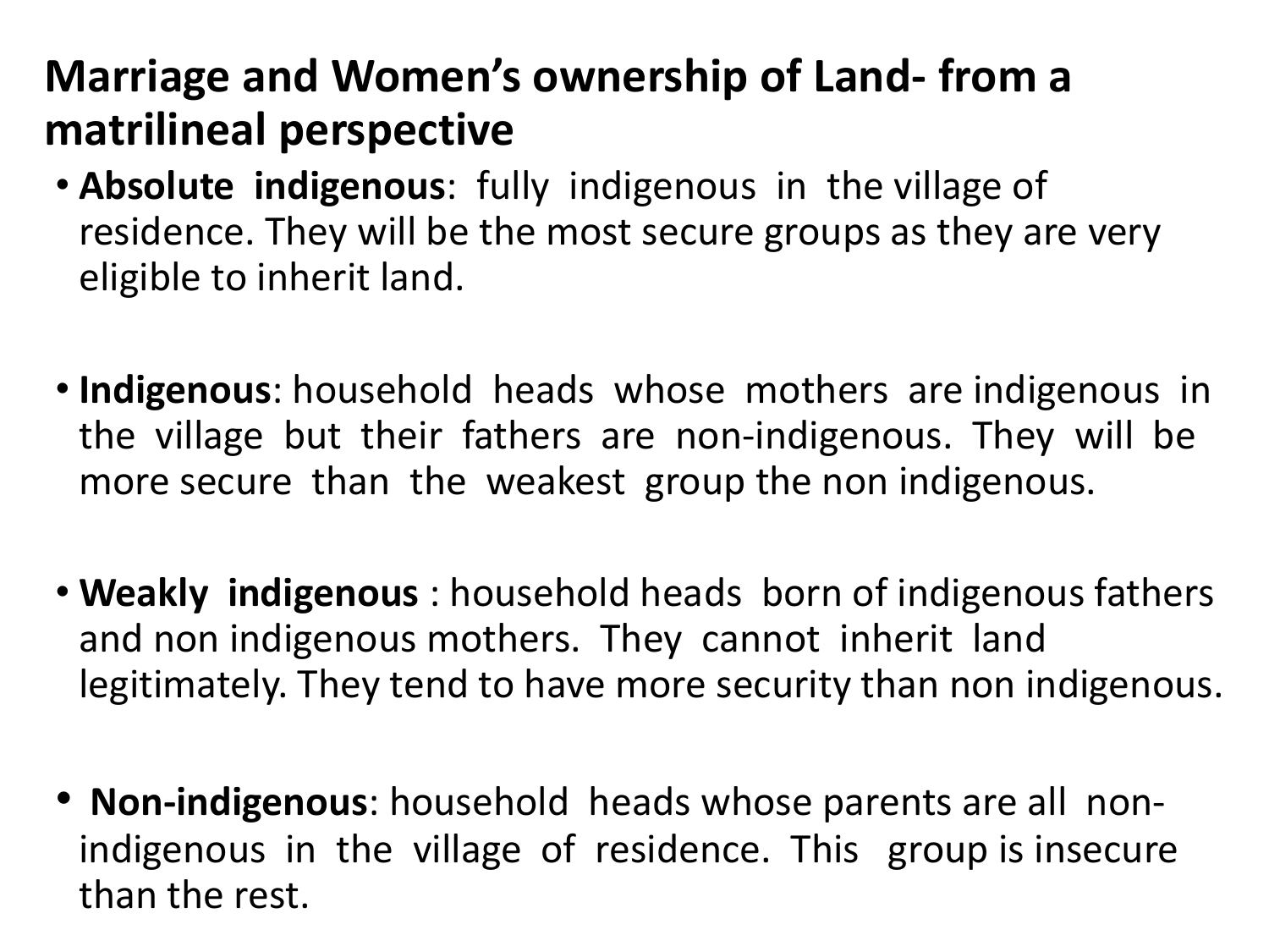# Marriage and Women's ownership of Land- from a matrilineal perspective

- **Absolute indigenous**: fully indigenous in the village of residence. They will be the most secure groups as they are very eligible to inherit land.

- **Indigenous**: household heads whose mothers are indigenous in the village but their fathers are non-indigenous. They will be more secure than the weakest group the non indigenous.

- **Weakly indigenous** : household heads born of indigenous fathers and non indigenous mothers. They cannot inherit land legitimately. They tend to have more security than non indigenous.

- **Non-indigenous**: household heads whose parents are all non-indigenous in the village of residence. This group is insecure than the rest.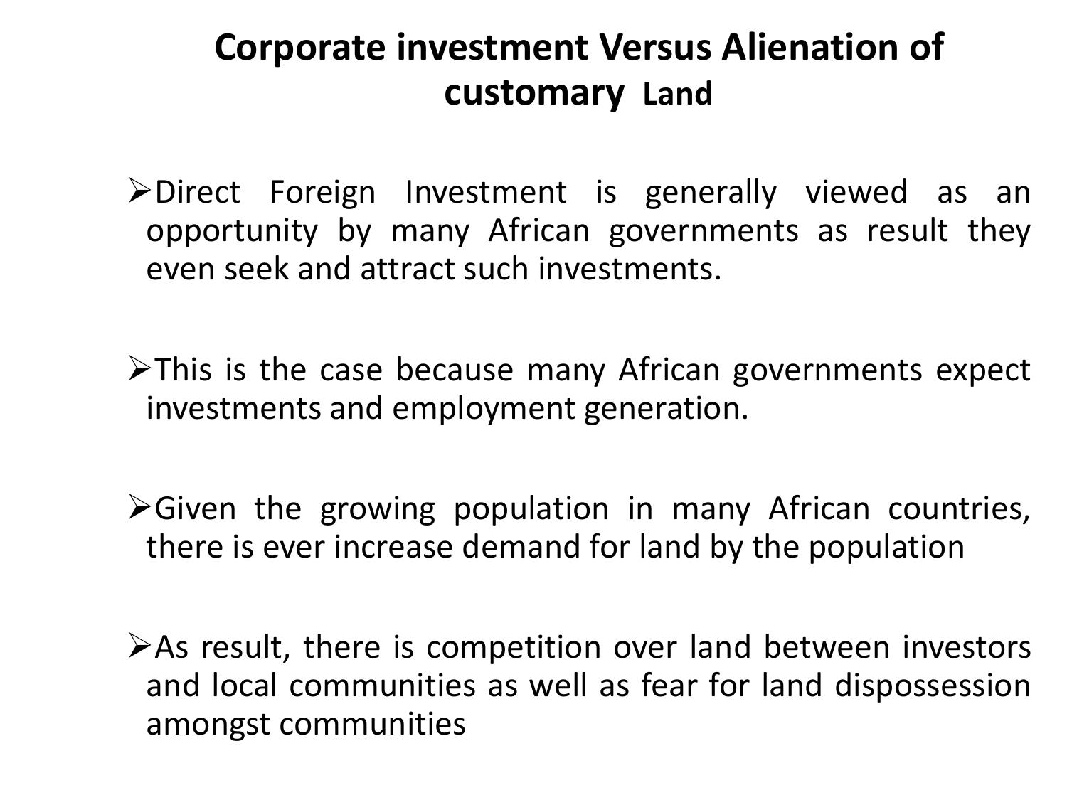# Corporate investment Versus Alienation of customary Land

- Direct Foreign Investment is generally viewed as an opportunity by many African governments as result they even seek and attract such investments.

- This is the case because many African governments expect investments and employment generation.

- Given the growing population in many African countries, there is ever increase demand for land by the population

- As result, there is competition over land between investors and local communities as well as fear for land dispossession amongst communities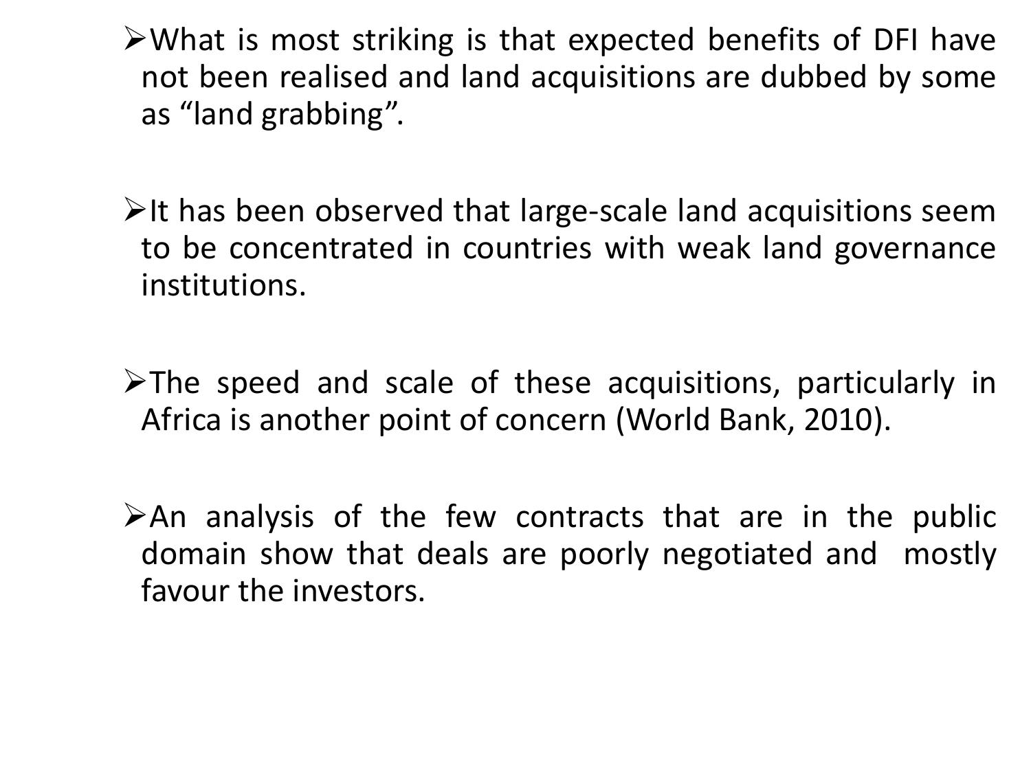- What is most striking is that expected benefits of DFI have not been realised and land acquisitions are dubbed by some as "land grabbing".

- It has been observed that large-scale land acquisitions seem to be concentrated in countries with weak land governance institutions.

- The speed and scale of these acquisitions, particularly in Africa is another point of concern (World Bank, 2010).

- An analysis of the few contracts that are in the public domain show that deals are poorly negotiated and mostly favour the investors.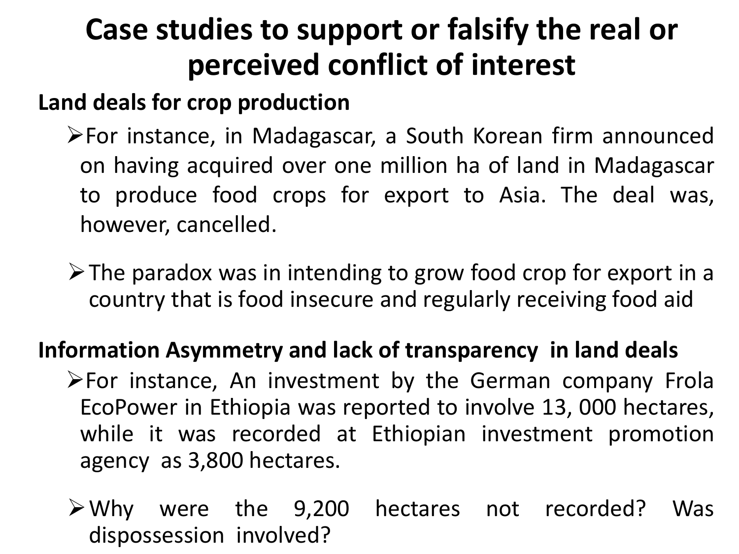# Case studies to support or falsify the real or perceived conflict of interest

**Land deals for crop production**

- For instance, in Madagascar, a South Korean firm announced on having acquired over one million ha of land in Madagascar to produce food crops for export to Asia. The deal was, however, cancelled.

- The paradox was in intending to grow food crop for export in a country that is food insecure and regularly receiving food aid

**Information Asymmetry and lack of transparency in land deals**

- For instance, An investment by the German company Frola EcoPower in Ethiopia was reported to involve 13, 000 hectares, while it was recorded at Ethiopian investment promotion agency as 3,800 hectares.

- Why were the 9,200 hectares not recorded? Was dispossession involved?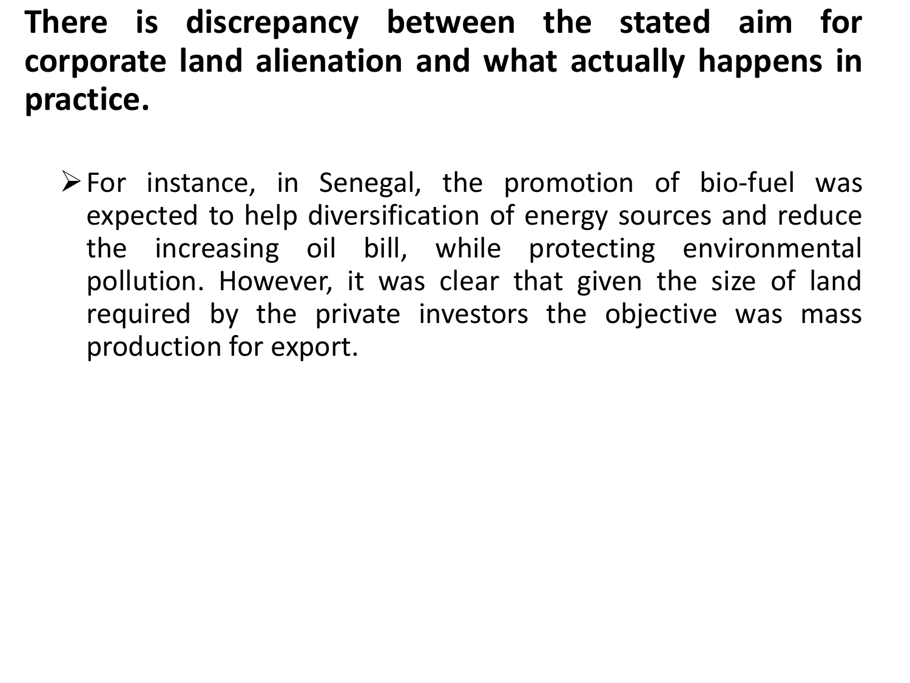**There is discrepancy between the stated aim for corporate land alienation and what actually happens in practice.**

- For instance, in Senegal, the promotion of bio-fuel was expected to help diversification of energy sources and reduce the increasing oil bill, while protecting environmental pollution. However, it was clear that given the size of land required by the private investors the objective was mass production for export.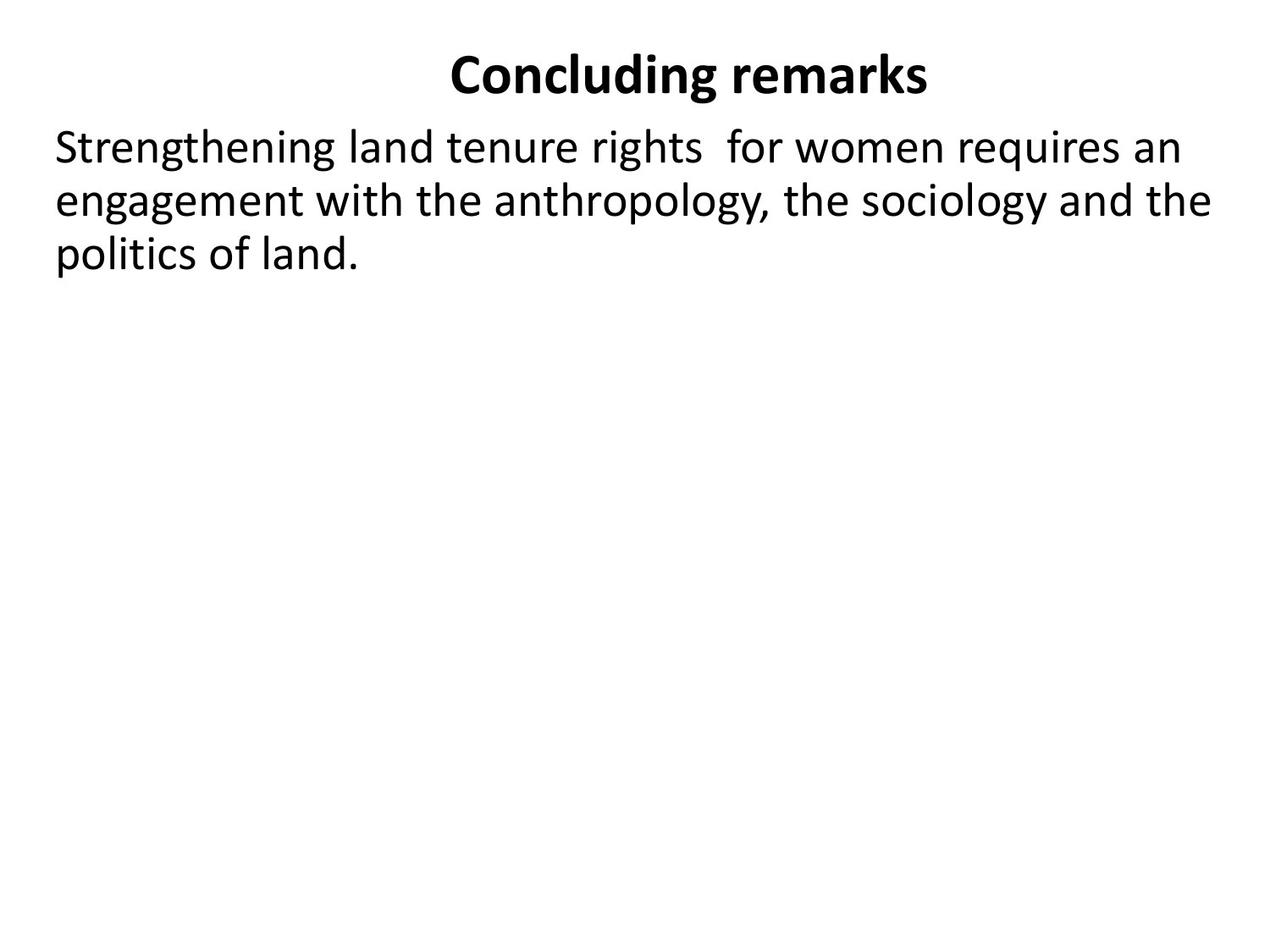# Concluding remarks

Strengthening land tenure rights for women requires an engagement with the anthropology, the sociology and the politics of land.